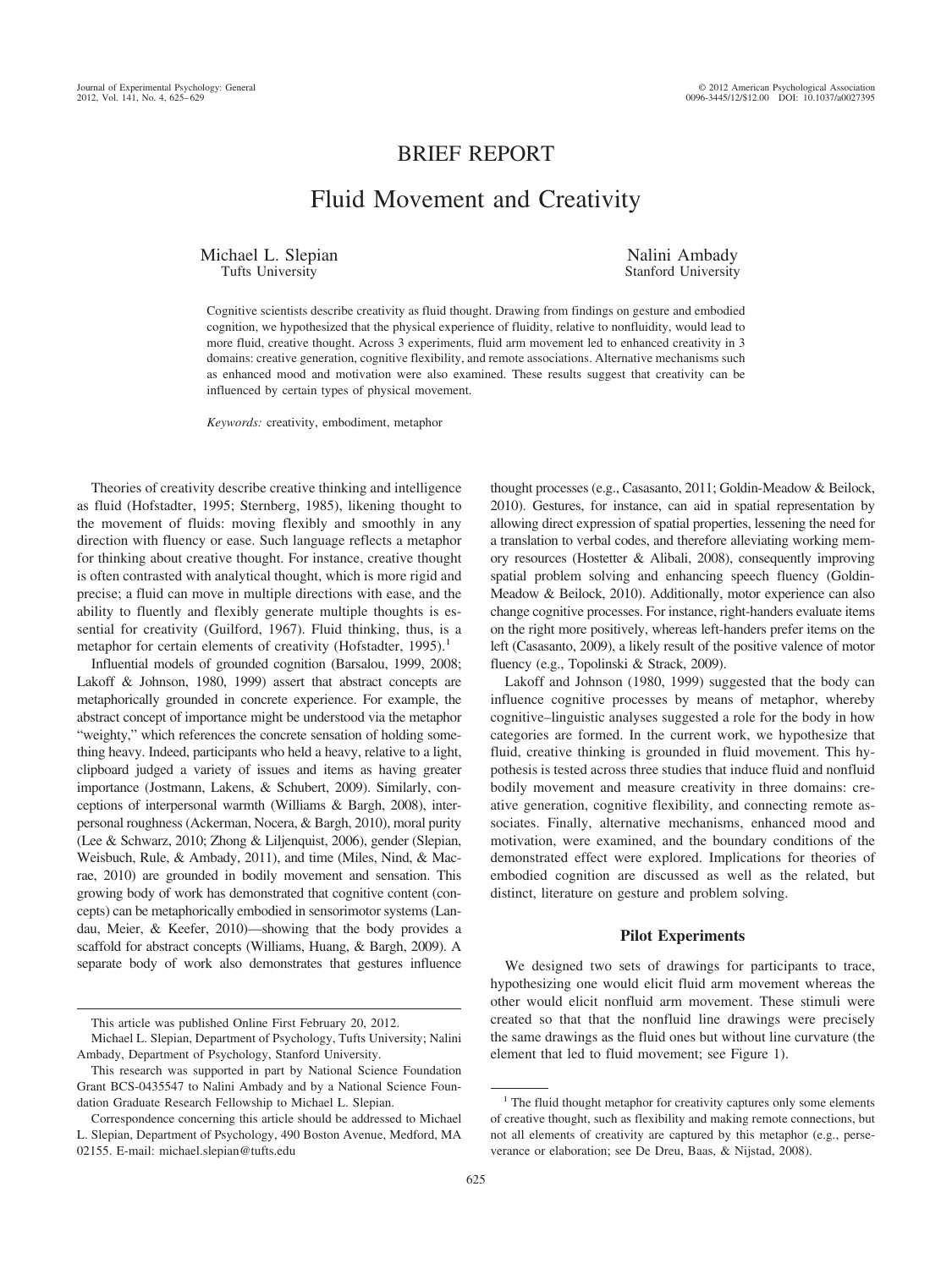# BRIEF REPORT

# Fluid Movement and Creativity

Michael L. Slepian
Tufts University

Nalini Ambady
Stanford University

Cognitive scientists describe creativity as fluid thought. Drawing from findings on gesture and embodied cognition, we hypothesized that the physical experience of fluidity, relative to nonfluidity, would lead to more fluid, creative thought. Across 3 experiments, fluid arm movement led to enhanced creativity in 3 domains: creative generation, cognitive flexibility, and remote associations. Alternative mechanisms such as enhanced mood and motivation were also examined. These results suggest that creativity can be influenced by certain types of physical movement.

*Keywords:* creativity, embodiment, metaphor

Theories of creativity describe creative thinking and intelligence as fluid (Hofstadter, 1995; Sternberg, 1985), likening thought to the movement of fluids: moving flexibly and smoothly in any direction with fluency or ease. Such language reflects a metaphor for thinking about creative thought. For instance, creative thought is often contrasted with analytical thought, which is more rigid and precise; a fluid can move in multiple directions with ease, and the ability to fluently and flexibly generate multiple thoughts is essential for creativity (Guilford, 1967). Fluid thinking, thus, is a metaphor for certain elements of creativity (Hofstadter, 1995).[1]

Influential models of grounded cognition (Barsalou, 1999, 2008; Lakoff & Johnson, 1980, 1999) assert that abstract concepts are metaphorically grounded in concrete experience. For example, the abstract concept of importance might be understood via the metaphor "weighty," which references the concrete sensation of holding something heavy. Indeed, participants who held a heavy, relative to a light, clipboard judged a variety of issues and items as having greater importance (Jostmann, Lakens, & Schubert, 2009). Similarly, conceptions of interpersonal warmth (Williams & Bargh, 2008), interpersonal roughness (Ackerman, Nocera, & Bargh, 2010), moral purity (Lee & Schwarz, 2010; Zhong & Liljenquist, 2006), gender (Slepian, Weisbuch, Rule, & Ambady, 2011), and time (Miles, Nind, & Macrae, 2010) are grounded in bodily movement and sensation. This growing body of work has demonstrated that cognitive content (concepts) can be metaphorically embodied in sensorimotor systems (Landau, Meier, & Keefer, 2010)—showing that the body provides a scaffold for abstract concepts (Williams, Huang, & Bargh, 2009). A separate body of work also demonstrates that gestures influence thought processes (e.g., Casasanto, 2011; Goldin-Meadow & Beilock, 2010). Gestures, for instance, can aid in spatial representation by allowing direct expression of spatial properties, lessening the need for a translation to verbal codes, and therefore alleviating working memory resources (Hostetter & Alibali, 2008), consequently improving spatial problem solving and enhancing speech fluency (Goldin-Meadow & Beilock, 2010). Additionally, motor experience can also change cognitive processes. For instance, right-handers evaluate items on the right more positively, whereas left-handers prefer items on the left (Casasanto, 2009), a likely result of the positive valence of motor fluency (e.g., Topolinski & Strack, 2009).

Lakoff and Johnson (1980, 1999) suggested that the body can influence cognitive processes by means of metaphor, whereby cognitive–linguistic analyses suggested a role for the body in how categories are formed. In the current work, we hypothesize that fluid, creative thinking is grounded in fluid movement. This hypothesis is tested across three studies that induce fluid and nonfluid bodily movement and measure creativity in three domains: creative generation, cognitive flexibility, and connecting remote associates. Finally, alternative mechanisms, enhanced mood and motivation, were examined, and the boundary conditions of the demonstrated effect were explored. Implications for theories of embodied cognition are discussed as well as the related, but distinct, literature on gesture and problem solving.

## Pilot Experiments

We designed two sets of drawings for participants to trace, hypothesizing one would elicit fluid arm movement whereas the other would elicit nonfluid arm movement. These stimuli were created so that that the nonfluid line drawings were precisely the same drawings as the fluid ones but without line curvature (the element that led to fluid movement; see Figure 1).

---

This article was published Online First February 20, 2012.

Michael L. Slepian, Department of Psychology, Tufts University; Nalini Ambady, Department of Psychology, Stanford University.

This research was supported in part by National Science Foundation Grant BCS-0435547 to Nalini Ambady and by a National Science Foundation Graduate Research Fellowship to Michael L. Slepian.

Correspondence concerning this article should be addressed to Michael L. Slepian, Department of Psychology, 490 Boston Avenue, Medford, MA 02155. E-mail: michael.slepian@tufts.edu

[1] The fluid thought metaphor for creativity captures only some elements of creative thought, such as flexibility and making remote connections, but not all elements of creativity are captured by this metaphor (e.g., perseverance or elaboration; see De Dreu, Baas, & Nijstad, 2008).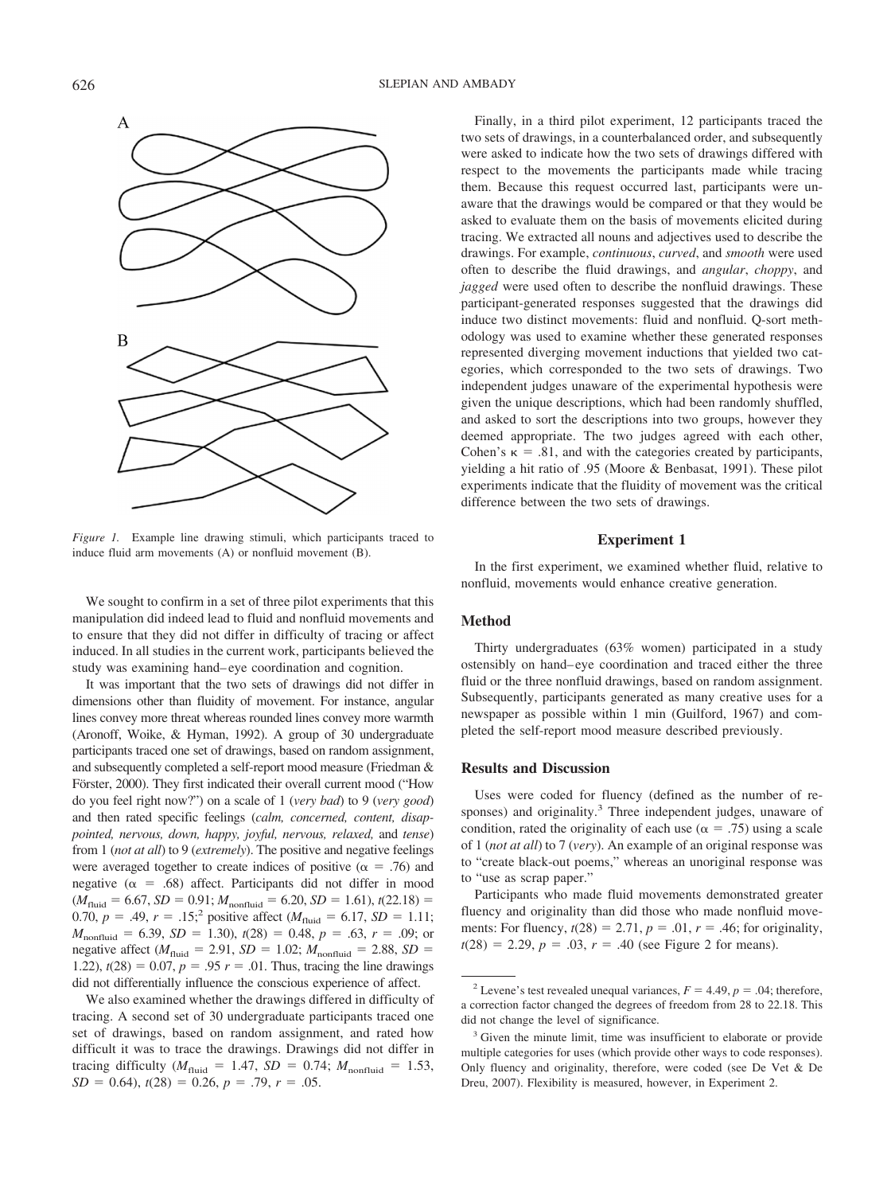*Figure 1.* Example line drawing stimuli, which participants traced to induce fluid arm movements (A) or nonfluid movement (B).

We sought to confirm in a set of three pilot experiments that this manipulation did indeed lead to fluid and nonfluid movements and to ensure that they did not differ in difficulty of tracing or affect induced. In all studies in the current work, participants believed the study was examining hand–eye coordination and cognition.

It was important that the two sets of drawings did not differ in dimensions other than fluidity of movement. For instance, angular lines convey more threat whereas rounded lines convey more warmth (Aronoff, Woike, & Hyman, 1992). A group of 30 undergraduate participants traced one set of drawings, based on random assignment, and subsequently completed a self-report mood measure (Friedman & Förster, 2000). They first indicated their overall current mood ("How do you feel right now?") on a scale of 1 (*very bad*) to 9 (*very good*) and then rated specific feelings (*calm, concerned, content, disappointed, nervous, down, happy, joyful, nervous, relaxed,* and *tense*) from 1 (*not at all*) to 9 (*extremely*). The positive and negative feelings were averaged together to create indices of positive ($\alpha$ = .76) and negative ($\alpha$ = .68) affect. Participants did not differ in mood ($M_{\text{fluid}}$ = 6.67, $SD$ = 0.91; $M_{\text{nonfluid}}$ = 6.20, $SD$ = 1.61), $t(22.18)$ = 0.70, $p$ = .49, $r$ = .15;[2] positive affect ($M_{\text{fluid}}$ = 6.17, $SD$ = 1.11; $M_{\text{nonfluid}}$ = 6.39, $SD$ = 1.30), $t(28)$ = 0.48, $p$ = .63, $r$ = .09; or negative affect ($M_{\text{fluid}}$ = 2.91, $SD$ = 1.02; $M_{\text{nonfluid}}$ = 2.88, $SD$ = 1.22), $t(28)$ = 0.07, $p$ = .95 $r$ = .01. Thus, tracing the line drawings did not differentially influence the conscious experience of affect.

We also examined whether the drawings differed in difficulty of tracing. A second set of 30 undergraduate participants traced one set of drawings, based on random assignment, and rated how difficult it was to trace the drawings. Drawings did not differ in tracing difficulty ($M_{\text{fluid}}$ = 1.47, $SD$ = 0.74; $M_{\text{nonfluid}}$ = 1.53, $SD$ = 0.64), $t(28)$ = 0.26, $p$ = .79, $r$ = .05.

Finally, in a third pilot experiment, 12 participants traced the two sets of drawings, in a counterbalanced order, and subsequently were asked to indicate how the two sets of drawings differed with respect to the movements the participants made while tracing them. Because this request occurred last, participants were unaware that the drawings would be compared or that they would be asked to evaluate them on the basis of movements elicited during tracing. We extracted all nouns and adjectives used to describe the drawings. For example, *continuous*, *curved*, and *smooth* were used often to describe the fluid drawings, and *angular*, *choppy*, and *jagged* were used often to describe the nonfluid drawings. These participant-generated responses suggested that the drawings did induce two distinct movements: fluid and nonfluid. Q-sort methodology was used to examine whether these generated responses represented diverging movement inductions that yielded two categories, which corresponded to the two sets of drawings. Two independent judges unaware of the experimental hypothesis were given the unique descriptions, which had been randomly shuffled, and asked to sort the descriptions into two groups, however they deemed appropriate. The two judges agreed with each other, Cohen's $\kappa$ = .81, and with the categories created by participants, yielding a hit ratio of .95 (Moore & Benbasat, 1991). These pilot experiments indicate that the fluidity of movement was the critical difference between the two sets of drawings.

## Experiment 1

In the first experiment, we examined whether fluid, relative to nonfluid, movements would enhance creative generation.

### Method

Thirty undergraduates (63% women) participated in a study ostensibly on hand–eye coordination and traced either the three fluid or the three nonfluid drawings, based on random assignment. Subsequently, participants generated as many creative uses for a newspaper as possible within 1 min (Guilford, 1967) and completed the self-report mood measure described previously.

### Results and Discussion

Uses were coded for fluency (defined as the number of responses) and originality.[3] Three independent judges, unaware of condition, rated the originality of each use ($\alpha$ = .75) using a scale of 1 (*not at all*) to 7 (*very*). An example of an original response was to "create black-out poems," whereas an unoriginal response was to "use as scrap paper."

Participants who made fluid movements demonstrated greater fluency and originality than did those who made nonfluid movements: For fluency, $t(28)$ = 2.71, $p$ = .01, $r$ = .46; for originality, $t(28)$ = 2.29, $p$ = .03, $r$ = .40 (see Figure 2 for means).

---

[2] Levene's test revealed unequal variances, $F$ = 4.49, $p$ = .04; therefore, a correction factor changed the degrees of freedom from 28 to 22.18. This did not change the level of significance.

[3] Given the minute limit, time was insufficient to elaborate or provide multiple categories for uses (which provide other ways to code responses). Only fluency and originality, therefore, were coded (see De Vet & De Dreu, 2007). Flexibility is measured, however, in Experiment 2.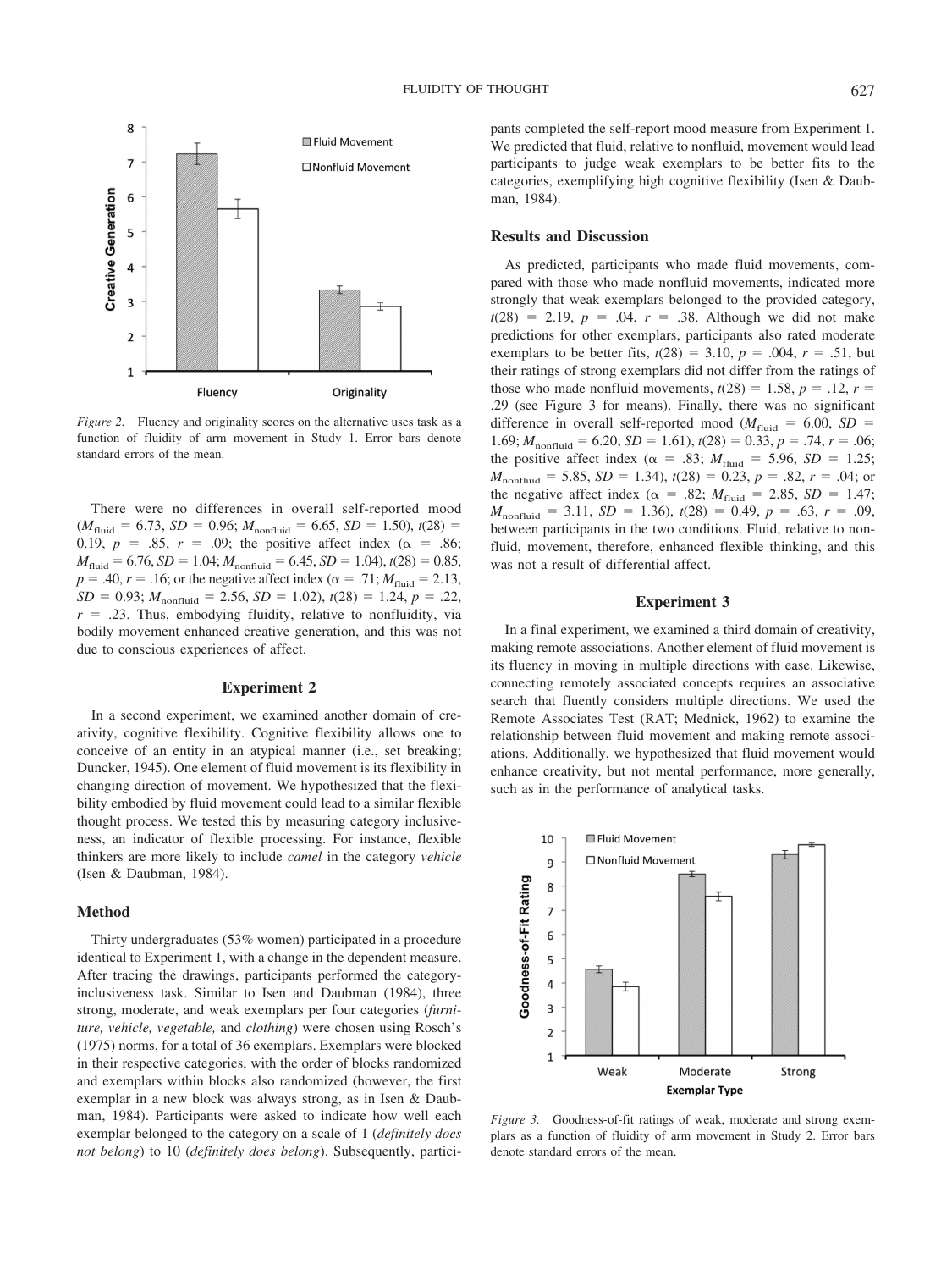*Figure 2.* Fluency and originality scores on the alternative uses task as a function of fluidity of arm movement in Study 1. Error bars denote standard errors of the mean.

There were no differences in overall self-reported mood ($M_{\text{fluid}}$ = 6.73, *SD* = 0.96; $M_{\text{nonfluid}}$ = 6.65, *SD* = 1.50), $t(28)$ = 0.19, $p$ = .85, $r$ = .09; the positive affect index ($\alpha$ = .86; $M_{\text{fluid}}$ = 6.76, *SD* = 1.04; $M_{\text{nonfluid}}$ = 6.45, *SD* = 1.04), $t(28)$ = 0.85, $p$ = .40, $r$ = .16; or the negative affect index ($\alpha$ = .71; $M_{\text{fluid}}$ = 2.13, *SD* = 0.93; $M_{\text{nonfluid}}$ = 2.56, *SD* = 1.02), $t(28)$ = 1.24, $p$ = .22, $r$ = .23. Thus, embodying fluidity, relative to nonfluidity, via bodily movement enhanced creative generation, and this was not due to conscious experiences of affect.

## Experiment 2

In a second experiment, we examined another domain of creativity, cognitive flexibility. Cognitive flexibility allows one to conceive of an entity in an atypical manner (i.e., set breaking; Duncker, 1945). One element of fluid movement is its flexibility in changing direction of movement. We hypothesized that the flexibility embodied by fluid movement could lead to a similar flexible thought process. We tested this by measuring category inclusiveness, an indicator of flexible processing. For instance, flexible thinkers are more likely to include *camel* in the category *vehicle* (Isen & Daubman, 1984).

### Method

Thirty undergraduates (53% women) participated in a procedure identical to Experiment 1, with a change in the dependent measure. After tracing the drawings, participants performed the category-inclusiveness task. Similar to Isen and Daubman (1984), three strong, moderate, and weak exemplars per four categories (*furniture, vehicle, vegetable,* and *clothing*) were chosen using Rosch's (1975) norms, for a total of 36 exemplars. Exemplars were blocked in their respective categories, with the order of blocks randomized and exemplars within blocks also randomized (however, the first exemplar in a new block was always strong, as in Isen & Daubman, 1984). Participants were asked to indicate how well each exemplar belonged to the category on a scale of 1 (*definitely does not belong*) to 10 (*definitely does belong*). Subsequently, participants completed the self-report mood measure from Experiment 1. We predicted that fluid, relative to nonfluid, movement would lead participants to judge weak exemplars to be better fits to the categories, exemplifying high cognitive flexibility (Isen & Daubman, 1984).

### Results and Discussion

As predicted, participants who made fluid movements, compared with those who made nonfluid movements, indicated more strongly that weak exemplars belonged to the provided category, $t(28)$ = 2.19, $p$ = .04, $r$ = .38. Although we did not make predictions for other exemplars, participants also rated moderate exemplars to be better fits, $t(28)$ = 3.10, $p$ = .004, $r$ = .51, but their ratings of strong exemplars did not differ from the ratings of those who made nonfluid movements, $t(28)$ = 1.58, $p$ = .12, $r$ = .29 (see Figure 3 for means). Finally, there was no significant difference in overall self-reported mood ($M_{\text{fluid}}$ = 6.00, *SD* = 1.69; $M_{\text{nonfluid}}$ = 6.20, *SD* = 1.61), $t(28)$ = 0.33, $p$ = .74, $r$ = .06; the positive affect index ($\alpha$ = .83; $M_{\text{fluid}}$ = 5.96, *SD* = 1.25; $M_{\text{nonfluid}}$ = 5.85, *SD* = 1.34), $t(28)$ = 0.23, $p$ = .82, $r$ = .04; or the negative affect index ($\alpha$ = .82; $M_{\text{fluid}}$ = 2.85, *SD* = 1.47; $M_{\text{nonfluid}}$ = 3.11, *SD* = 1.36), $t(28)$ = 0.49, $p$ = .63, $r$ = .09, between participants in the two conditions. Fluid, relative to nonfluid, movement, therefore, enhanced flexible thinking, and this was not a result of differential affect.

## Experiment 3

In a final experiment, we examined a third domain of creativity, making remote associations. Another element of fluid movement is its fluency in moving in multiple directions with ease. Likewise, connecting remotely associated concepts requires an associative search that fluently considers multiple directions. We used the Remote Associates Test (RAT; Mednick, 1962) to examine the relationship between fluid movement and making remote associations. Additionally, we hypothesized that fluid movement would enhance creativity, but not mental performance, more generally, such as in the performance of analytical tasks.

*Figure 3.* Goodness-of-fit ratings of weak, moderate and strong exemplars as a function of fluidity of arm movement in Study 2. Error bars denote standard errors of the mean.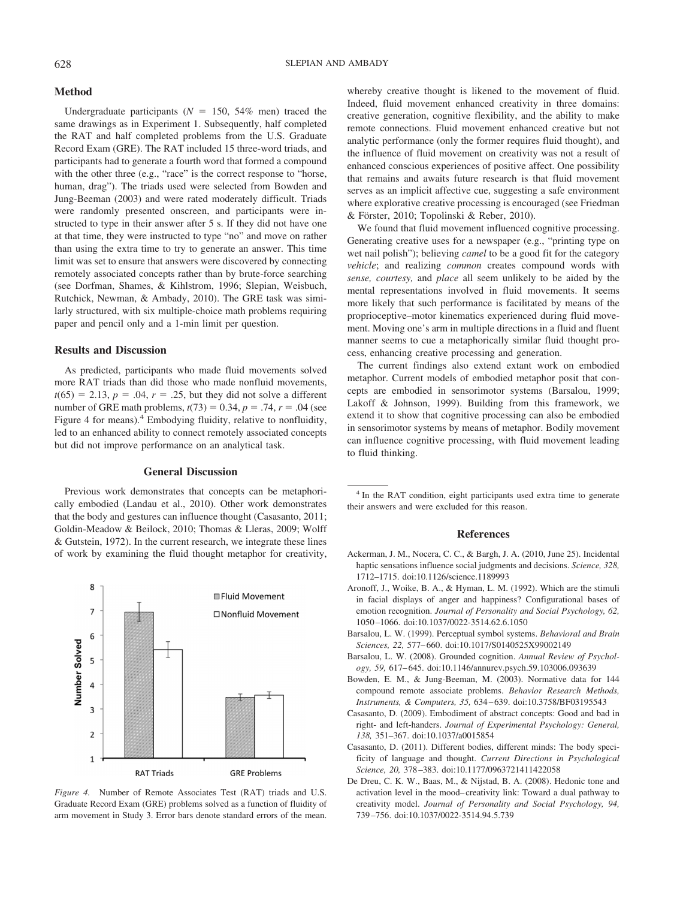## Method

Undergraduate participants ($N$ = 150, 54% men) traced the same drawings as in Experiment 1. Subsequently, half completed the RAT and half completed problems from the U.S. Graduate Record Exam (GRE). The RAT included 15 three-word triads, and participants had to generate a fourth word that formed a compound with the other three (e.g., "race" is the correct response to "horse, human, drag"). The triads used were selected from Bowden and Jung-Beeman (2003) and were rated moderately difficult. Triads were randomly presented onscreen, and participants were instructed to type in their answer after 5 s. If they did not have one at that time, they were instructed to type "no" and move on rather than using the extra time to try to generate an answer. This time limit was set to ensure that answers were discovered by connecting remotely associated concepts rather than by brute-force searching (see Dorfman, Shames, & Kihlstrom, 1996; Slepian, Weisbuch, Rutchick, Newman, & Ambady, 2010). The GRE task was similarly structured, with six multiple-choice math problems requiring paper and pencil only and a 1-min limit per question.

## Results and Discussion

As predicted, participants who made fluid movements solved more RAT triads than did those who made nonfluid movements, $t(65) = 2.13$, $p = .04$, $r = .25$, but they did not solve a different number of GRE math problems, $t(73) = 0.34$, $p = .74$, $r = .04$ (see Figure 4 for means).[4] Embodying fluidity, relative to nonfluidity, led to an enhanced ability to connect remotely associated concepts but did not improve performance on an analytical task.

# General Discussion

Previous work demonstrates that concepts can be metaphorically embodied (Landau et al., 2010). Other work demonstrates that the body and gestures can influence thought (Casasanto, 2011; Goldin-Meadow & Beilock, 2010; Thomas & Lleras, 2009; Wolff & Gutstein, 1972). In the current research, we integrate these lines of work by examining the fluid thought metaphor for creativity, whereby creative thought is likened to the movement of fluid. Indeed, fluid movement enhanced creativity in three domains: creative generation, cognitive flexibility, and the ability to make remote connections. Fluid movement enhanced creative but not analytic performance (only the former requires fluid thought), and the influence of fluid movement on creativity was not a result of enhanced conscious experiences of positive affect. One possibility that remains and awaits future research is that fluid movement serves as an implicit affective cue, suggesting a safe environment where explorative creative processing is encouraged (see Friedman & Förster, 2010; Topolinski & Reber, 2010).

We found that fluid movement influenced cognitive processing. Generating creative uses for a newspaper (e.g., "printing type on wet nail polish"); believing *camel* to be a good fit for the category *vehicle*; and realizing *common* creates compound words with *sense, courtesy,* and *place* all seem unlikely to be aided by the mental representations involved in fluid movements. It seems more likely that such performance is facilitated by means of the proprioceptive–motor kinematics experienced during fluid movement. Moving one's arm in multiple directions in a fluid and fluent manner seems to cue a metaphorically similar fluid thought process, enhancing creative processing and generation.

The current findings also extend extant work on embodied metaphor. Current models of embodied metaphor posit that concepts are embodied in sensorimotor systems (Barsalou, 1999; Lakoff & Johnson, 1999). Building from this framework, we extend it to show that cognitive processing can also be embodied in sensorimotor systems by means of metaphor. Bodily movement can influence cognitive processing, with fluid movement leading to fluid thinking.

*Figure 4.* Number of Remote Associates Test (RAT) triads and U.S. Graduate Record Exam (GRE) problems solved as a function of fluidity of arm movement in Study 3. Error bars denote standard errors of the mean.

[4] In the RAT condition, eight participants used extra time to generate their answers and were excluded for this reason.

# References

Ackerman, J. M., Nocera, C. C., & Bargh, J. A. (2010, June 25). Incidental haptic sensations influence social judgments and decisions. *Science, 328,* 1712–1715. doi:10.1126/science.1189993

Aronoff, J., Woike, B. A., & Hyman, L. M. (1992). Which are the stimuli in facial displays of anger and happiness? Configurational bases of emotion recognition. *Journal of Personality and Social Psychology, 62,* 1050–1066. doi:10.1037/0022-3514.62.6.1050

Barsalou, L. W. (1999). Perceptual symbol systems. *Behavioral and Brain Sciences, 22,* 577–660. doi:10.1017/S0140525X99002149

Barsalou, L. W. (2008). Grounded cognition. *Annual Review of Psychology, 59,* 617–645. doi:10.1146/annurev.psych.59.103006.093639

Bowden, E. M., & Jung-Beeman, M. (2003). Normative data for 144 compound remote associate problems. *Behavior Research Methods, Instruments, & Computers, 35,* 634–639. doi:10.3758/BF03195543

Casasanto, D. (2009). Embodiment of abstract concepts: Good and bad in right- and left-handers. *Journal of Experimental Psychology: General, 138,* 351–367. doi:10.1037/a0015854

Casasanto, D. (2011). Different bodies, different minds: The body specificity of language and thought. *Current Directions in Psychological Science, 20,* 378–383. doi:10.1177/0963721411422058

De Dreu, C. K. W., Baas, M., & Nijstad, B. A. (2008). Hedonic tone and activation level in the mood–creativity link: Toward a dual pathway to creativity model. *Journal of Personality and Social Psychology, 94,* 739–756. doi:10.1037/0022-3514.94.5.739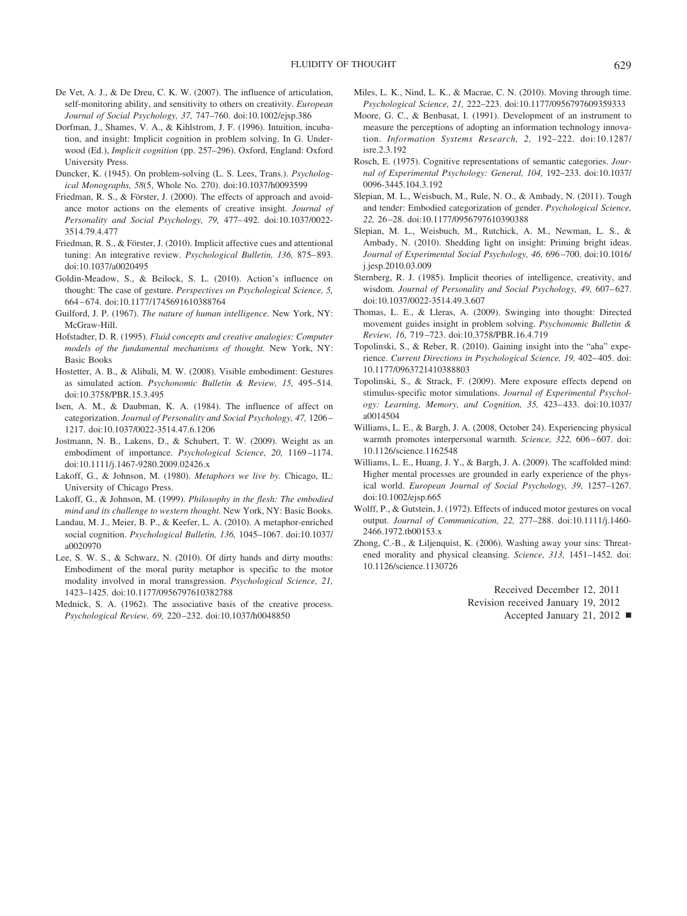De Vet, A. J., & De Dreu, C. K. W. (2007). The influence of articulation, self-monitoring ability, and sensitivity to others on creativity. *European Journal of Social Psychology, 37,* 747–760. doi:10.1002/ejsp.386

Dorfman, J., Shames, V. A., & Kihlstrom, J. F. (1996). Intuition, incubation, and insight: Implicit cognition in problem solving. In G. Underwood (Ed.), *Implicit cognition* (pp. 257–296). Oxford, England: Oxford University Press.

Duncker, K. (1945). On problem-solving (L. S. Lees, Trans.). *Psychological Monographs, 58*(5, Whole No. 270). doi:10.1037/h0093599

Friedman, R. S., & Förster, J. (2000). The effects of approach and avoidance motor actions on the elements of creative insight. *Journal of Personality and Social Psychology, 79,* 477–492. doi:10.1037/0022-3514.79.4.477

Friedman, R. S., & Förster, J. (2010). Implicit affective cues and attentional tuning: An integrative review. *Psychological Bulletin, 136,* 875–893. doi:10.1037/a0020495

Goldin-Meadow, S., & Beilock, S. L. (2010). Action's influence on thought: The case of gesture. *Perspectives on Psychological Science, 5,* 664–674. doi:10.1177/1745691610388764

Guilford, J. P. (1967). *The nature of human intelligence.* New York, NY: McGraw-Hill.

Hofstadter, D. R. (1995). *Fluid concepts and creative analogies: Computer models of the fundamental mechanisms of thought.* New York, NY: Basic Books

Hostetter, A. B., & Alibali, M. W. (2008). Visible embodiment: Gestures as simulated action. *Psychonomic Bulletin & Review, 15,* 495–514. doi:10.3758/PBR.15.3.495

Isen, A. M., & Daubman, K. A. (1984). The influence of affect on categorization. *Journal of Personality and Social Psychology, 47,* 1206–1217. doi:10.1037/0022-3514.47.6.1206

Jostmann, N. B., Lakens, D., & Schubert, T. W. (2009). Weight as an embodiment of importance. *Psychological Science, 20,* 1169–1174. doi:10.1111/j.1467-9280.2009.02426.x

Lakoff, G., & Johnson, M. (1980). *Metaphors we live by.* Chicago, IL: University of Chicago Press.

Lakoff, G., & Johnson, M. (1999). *Philosophy in the flesh: The embodied mind and its challenge to western thought.* New York, NY: Basic Books.

Landau, M. J., Meier, B. P., & Keefer, L. A. (2010). A metaphor-enriched social cognition. *Psychological Bulletin, 136,* 1045–1067. doi:10.1037/a0020970

Lee, S. W. S., & Schwarz, N. (2010). Of dirty hands and dirty mouths: Embodiment of the moral purity metaphor is specific to the motor modality involved in moral transgression. *Psychological Science, 21,* 1423–1425. doi:10.1177/0956797610382788

Mednick, S. A. (1962). The associative basis of the creative process. *Psychological Review, 69,* 220–232. doi:10.1037/h0048850

Miles, L. K., Nind, L. K., & Macrae, C. N. (2010). Moving through time. *Psychological Science, 21,* 222–223. doi:10.1177/0956797609359333

Moore, G. C., & Benbasat, I. (1991). Development of an instrument to measure the perceptions of adopting an information technology innovation. *Information Systems Research, 2,* 192–222. doi:10.1287/isre.2.3.192

Rosch, E. (1975). Cognitive representations of semantic categories. *Journal of Experimental Psychology: General, 104,* 192–233. doi:10.1037/0096-3445.104.3.192

Slepian, M. L., Weisbuch, M., Rule, N. O., & Ambady, N. (2011). Tough and tender: Embodied categorization of gender. *Psychological Science, 22,* 26–28. doi:10.1177/0956797610390388

Slepian, M. L., Weisbuch, M., Rutchick, A. M., Newman, L. S., & Ambady, N. (2010). Shedding light on insight: Priming bright ideas. *Journal of Experimental Social Psychology, 46,* 696–700. doi:10.1016/j.jesp.2010.03.009

Sternberg, R. J. (1985). Implicit theories of intelligence, creativity, and wisdom. *Journal of Personality and Social Psychology, 49,* 607–627. doi:10.1037/0022-3514.49.3.607

Thomas, L. E., & Lleras, A. (2009). Swinging into thought: Directed movement guides insight in problem solving. *Psychonomic Bulletin & Review, 16,* 719–723. doi:10.3758/PBR.16.4.719

Topolinski, S., & Reber, R. (2010). Gaining insight into the "aha" experience. *Current Directions in Psychological Science, 19,* 402–405. doi:10.1177/0963721410388803

Topolinski, S., & Strack, F. (2009). Mere exposure effects depend on stimulus-specific motor simulations. *Journal of Experimental Psychology: Learning, Memory, and Cognition, 35,* 423–433. doi:10.1037/a0014504

Williams, L. E., & Bargh, J. A. (2008, October 24). Experiencing physical warmth promotes interpersonal warmth. *Science, 322,* 606–607. doi:10.1126/science.1162548

Williams, L. E., Huang, J. Y., & Bargh, J. A. (2009). The scaffolded mind: Higher mental processes are grounded in early experience of the physical world. *European Journal of Social Psychology, 39,* 1257–1267. doi:10.1002/ejsp.665

Wolff, P., & Gutstein, J. (1972). Effects of induced motor gestures on vocal output. *Journal of Communication, 22,* 277–288. doi:10.1111/j.1460-2466.1972.tb00153.x

Zhong, C.-B., & Liljenquist, K. (2006). Washing away your sins: Threatened morality and physical cleansing. *Science, 313,* 1451–1452. doi:10.1126/science.1130726

Received December 12, 2011
Revision received January 19, 2012
Accepted January 21, 2012 ■